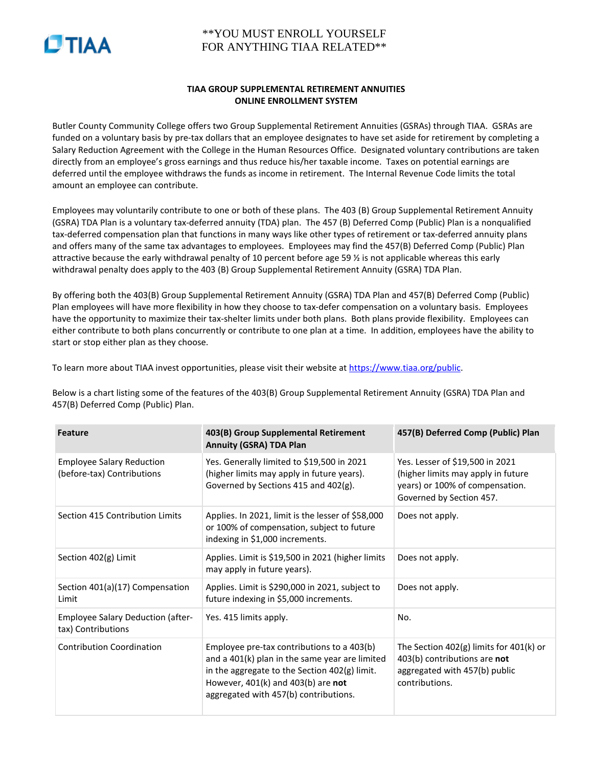**YOU MUST ENROLL YOURSELF FOR ANYTHING TIAA RELATED**

## TIAA GROUP SUPPLEMENTAL RETIREMENT ANNUITIES ONLINE ENROLLMENT SYSTEM

Butler County Community College offers two Group Supplemental Retirement Annuities (GSRAs) through TIAA. GSRAs are funded on a voluntary basis by pre-tax dollars that an employee designates to have set aside for retirement by completing a Salary Reduction Agreement with the College in the Human Resources Office. Designated voluntary contributions are taken directly from an employee's gross earnings and thus reduce his/her taxable income. Taxes on potential earnings are deferred until the employee withdraws the funds as income in retirement. The Internal Revenue Code limits the total amount an employee can contribute.

Employees may voluntarily contribute to one or both of these plans. The 403 (B) Group Supplemental Retirement Annuity (GSRA) TDA Plan is a voluntary tax-deferred annuity (TDA) plan. The 457 (B) Deferred Comp (Public) Plan is a nonqualified tax-deferred compensation plan that functions in many ways like other types of retirement or tax-deferred annuity plans and offers many of the same tax advantages to employees. Employees may find the 457(B) Deferred Comp (Public) Plan attractive because the early withdrawal penalty of 10 percent before age 59 ½ is not applicable whereas this early withdrawal penalty does apply to the 403 (B) Group Supplemental Retirement Annuity (GSRA) TDA Plan.

By offering both the 403(B) Group Supplemental Retirement Annuity (GSRA) TDA Plan and 457(B) Deferred Comp (Public) Plan employees will have more flexibility in how they choose to tax-defer compensation on a voluntary basis. Employees have the opportunity to maximize their tax-shelter limits under both plans. Both plans provide flexibility. Employees can either contribute to both plans concurrently or contribute to one plan at a time. In addition, employees have the ability to start or stop either plan as they choose.

To learn more about TIAA invest opportunities, please visit their website at https://www.tiaa.org/public.

Below is a chart listing some of the features of the 403(B) Group Supplemental Retirement Annuity (GSRA) TDA Plan and 457(B) Deferred Comp (Public) Plan.

| Feature | 403(B) Group Supplemental Retirement Annuity (GSRA) TDA Plan | 457(B) Deferred Comp (Public) Plan |
|---|---|---|
| Employee Salary Reduction (before-tax) Contributions | Yes. Generally limited to $19,500 in 2021 (higher limits may apply in future years). Governed by Sections 415 and 402(g). | Yes. Lesser of $19,500 in 2021 (higher limits may apply in future years) or 100% of compensation. Governed by Section 457. |
| Section 415 Contribution Limits | Applies. In 2021, limit is the lesser of $58,000 or 100% of compensation, subject to future indexing in $1,000 increments. | Does not apply. |
| Section 402(g) Limit | Applies. Limit is $19,500 in 2021 (higher limits may apply in future years). | Does not apply. |
| Section 401(a)(17) Compensation Limit | Applies. Limit is $290,000 in 2021, subject to future indexing in $5,000 increments. | Does not apply. |
| Employee Salary Deduction (after-tax) Contributions | Yes. 415 limits apply. | No. |
| Contribution Coordination | Employee pre-tax contributions to a 403(b) and a 401(k) plan in the same year are limited in the aggregate to the Section 402(g) limit. However, 401(k) and 403(b) are **not** aggregated with 457(b) contributions. | The Section 402(g) limits for 401(k) or 403(b) contributions are **not** aggregated with 457(b) public contributions. |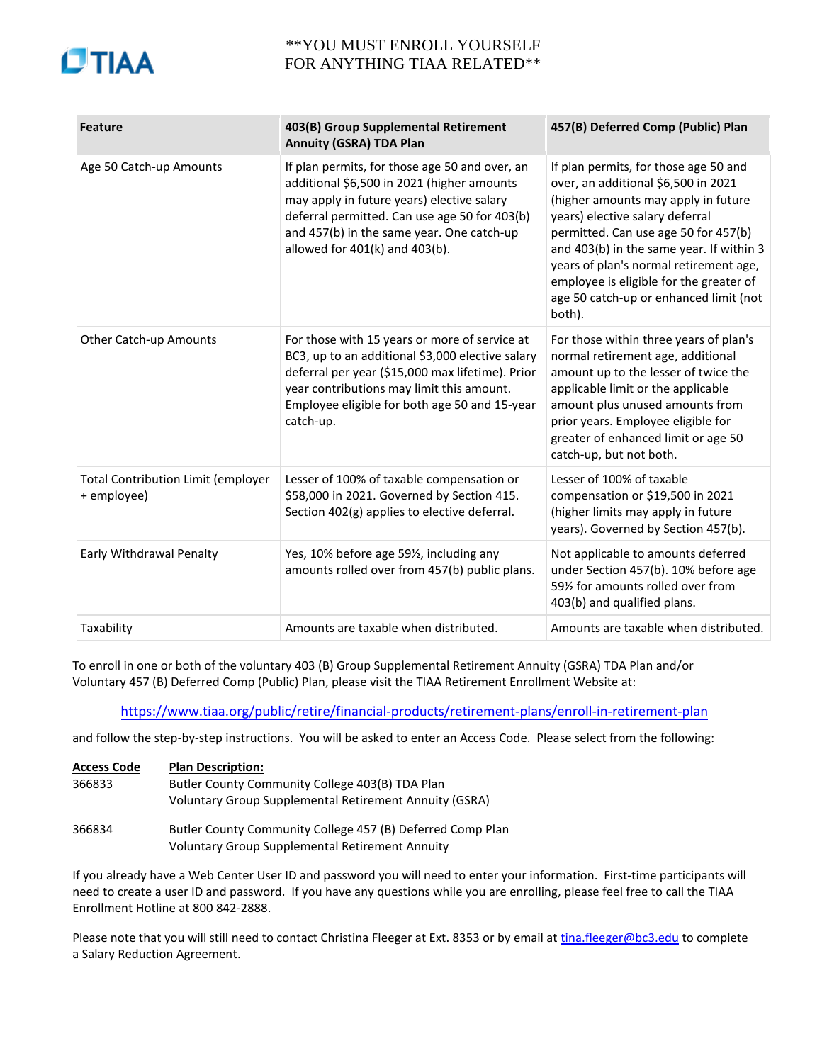**YOU MUST ENROLL YOURSELF FOR ANYTHING TIAA RELATED**

| Feature | 403(B) Group Supplemental Retirement Annuity (GSRA) TDA Plan | 457(B) Deferred Comp (Public) Plan |
|---|---|---|
| Age 50 Catch-up Amounts | If plan permits, for those age 50 and over, an additional $6,500 in 2021 (higher amounts may apply in future years) elective salary deferral permitted. Can use age 50 for 403(b) and 457(b) in the same year. One catch-up allowed for 401(k) and 403(b). | If plan permits, for those age 50 and over, an additional $6,500 in 2021 (higher amounts may apply in future years) elective salary deferral permitted. Can use age 50 for 457(b) and 403(b) in the same year. If within 3 years of plan's normal retirement age, employee is eligible for the greater of age 50 catch-up or enhanced limit (not both). |
| Other Catch-up Amounts | For those with 15 years or more of service at BC3, up to an additional $3,000 elective salary deferral per year ($15,000 max lifetime). Prior year contributions may limit this amount. Employee eligible for both age 50 and 15-year catch-up. | For those within three years of plan's normal retirement age, additional amount up to the lesser of twice the applicable limit or the applicable amount plus unused amounts from prior years. Employee eligible for greater of enhanced limit or age 50 catch-up, but not both. |
| Total Contribution Limit (employer + employee) | Lesser of 100% of taxable compensation or $58,000 in 2021. Governed by Section 415. Section 402(g) applies to elective deferral. | Lesser of 100% of taxable compensation or $19,500 in 2021 (higher limits may apply in future years). Governed by Section 457(b). |
| Early Withdrawal Penalty | Yes, 10% before age 59½, including any amounts rolled over from 457(b) public plans. | Not applicable to amounts deferred under Section 457(b). 10% before age 59½ for amounts rolled over from 403(b) and qualified plans. |
| Taxability | Amounts are taxable when distributed. | Amounts are taxable when distributed. |

To enroll in one or both of the voluntary 403 (B) Group Supplemental Retirement Annuity (GSRA) TDA Plan and/or Voluntary 457 (B) Deferred Comp (Public) Plan, please visit the TIAA Retirement Enrollment Website at:

https://www.tiaa.org/public/retire/financial-products/retirement-plans/enroll-in-retirement-plan

and follow the step-by-step instructions. You will be asked to enter an Access Code. Please select from the following:

| Access Code | Plan Description: |
|---|---|
| 366833 | Butler County Community College 403(B) TDA Plan<br>Voluntary Group Supplemental Retirement Annuity (GSRA) |
| 366834 | Butler County Community College 457 (B) Deferred Comp Plan<br>Voluntary Group Supplemental Retirement Annuity |

If you already have a Web Center User ID and password you will need to enter your information. First-time participants will need to create a user ID and password. If you have any questions while you are enrolling, please feel free to call the TIAA Enrollment Hotline at 800 842-2888.

Please note that you will still need to contact Christina Fleeger at Ext. 8353 or by email at tina.fleeger@bc3.edu to complete a Salary Reduction Agreement.